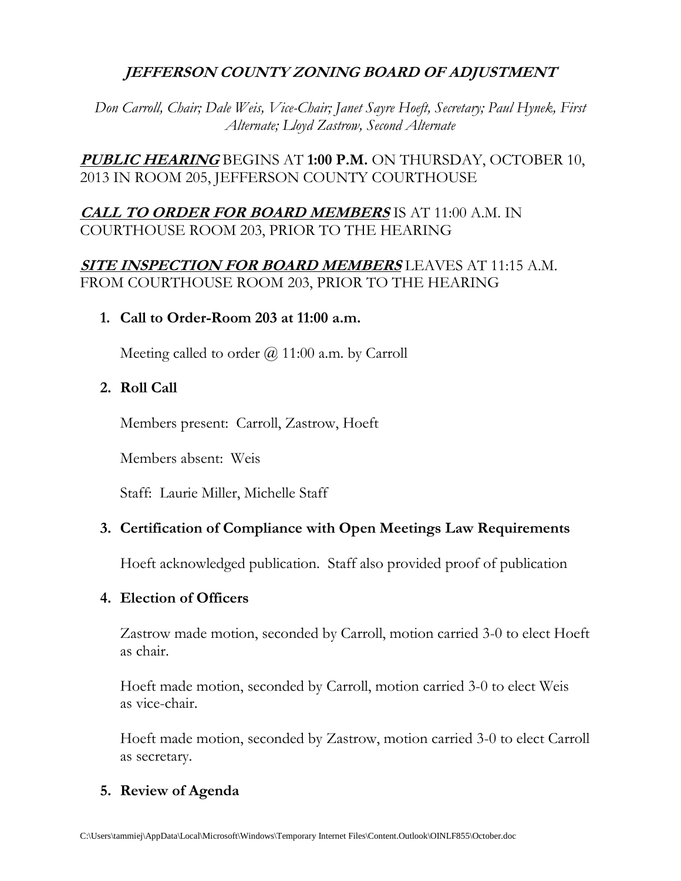# ***JEFFERSON COUNTY ZONING BOARD OF ADJUSTMENT***

*Don Carroll, Chair; Dale Weis, Vice-Chair; Janet Sayre Hoeft, Secretary; Paul Hynek, First Alternate; Lloyd Zastrow, Second Alternate*

***PUBLIC HEARING*** BEGINS AT **1:00 P.M.** ON THURSDAY, OCTOBER 10, 2013 IN ROOM 205, JEFFERSON COUNTY COURTHOUSE

***CALL TO ORDER FOR BOARD MEMBERS*** IS AT 11:00 A.M. IN COURTHOUSE ROOM 203, PRIOR TO THE HEARING

***SITE INSPECTION FOR BOARD MEMBERS*** LEAVES AT 11:15 A.M. FROM COURTHOUSE ROOM 203, PRIOR TO THE HEARING

1. **Call to Order-Room 203 at 11:00 a.m.**

   Meeting called to order @ 11:00 a.m. by Carroll

2. **Roll Call**

   Members present: Carroll, Zastrow, Hoeft

   Members absent: Weis

   Staff: Laurie Miller, Michelle Staff

3. **Certification of Compliance with Open Meetings Law Requirements**

   Hoeft acknowledged publication. Staff also provided proof of publication

4. **Election of Officers**

   Zastrow made motion, seconded by Carroll, motion carried 3-0 to elect Hoeft as chair.

   Hoeft made motion, seconded by Carroll, motion carried 3-0 to elect Weis as vice-chair.

   Hoeft made motion, seconded by Zastrow, motion carried 3-0 to elect Carroll as secretary.

5. **Review of Agenda**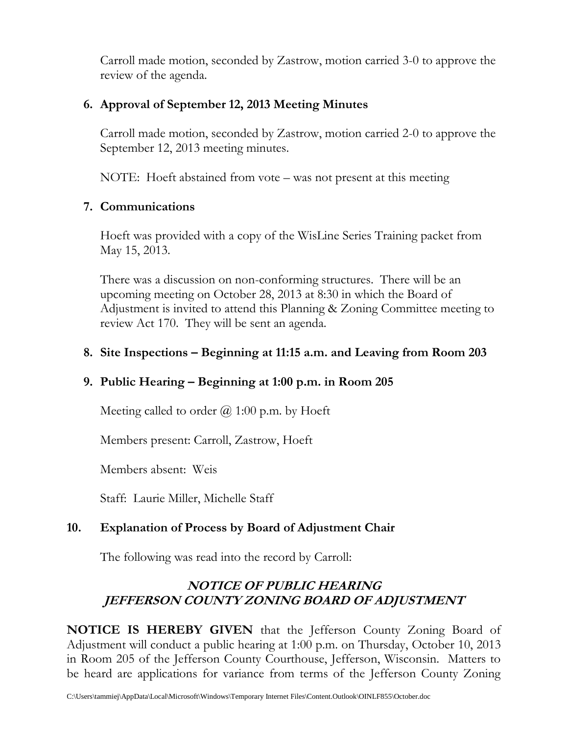Carroll made motion, seconded by Zastrow, motion carried 3-0 to approve the review of the agenda.

**6. Approval of September 12, 2013 Meeting Minutes**

Carroll made motion, seconded by Zastrow, motion carried 2-0 to approve the September 12, 2013 meeting minutes.

NOTE: Hoeft abstained from vote – was not present at this meeting

**7. Communications**

Hoeft was provided with a copy of the WisLine Series Training packet from May 15, 2013.

There was a discussion on non-conforming structures. There will be an upcoming meeting on October 28, 2013 at 8:30 in which the Board of Adjustment is invited to attend this Planning & Zoning Committee meeting to review Act 170. They will be sent an agenda.

**8. Site Inspections – Beginning at 11:15 a.m. and Leaving from Room 203**

**9. Public Hearing – Beginning at 1:00 p.m. in Room 205**

Meeting called to order @ 1:00 p.m. by Hoeft

Members present: Carroll, Zastrow, Hoeft

Members absent: Weis

Staff: Laurie Miller, Michelle Staff

**10. Explanation of Process by Board of Adjustment Chair**

The following was read into the record by Carroll:

***NOTICE OF PUBLIC HEARING***
***JEFFERSON COUNTY ZONING BOARD OF ADJUSTMENT***

**NOTICE IS HEREBY GIVEN** that the Jefferson County Zoning Board of Adjustment will conduct a public hearing at 1:00 p.m. on Thursday, October 10, 2013 in Room 205 of the Jefferson County Courthouse, Jefferson, Wisconsin. Matters to be heard are applications for variance from terms of the Jefferson County Zoning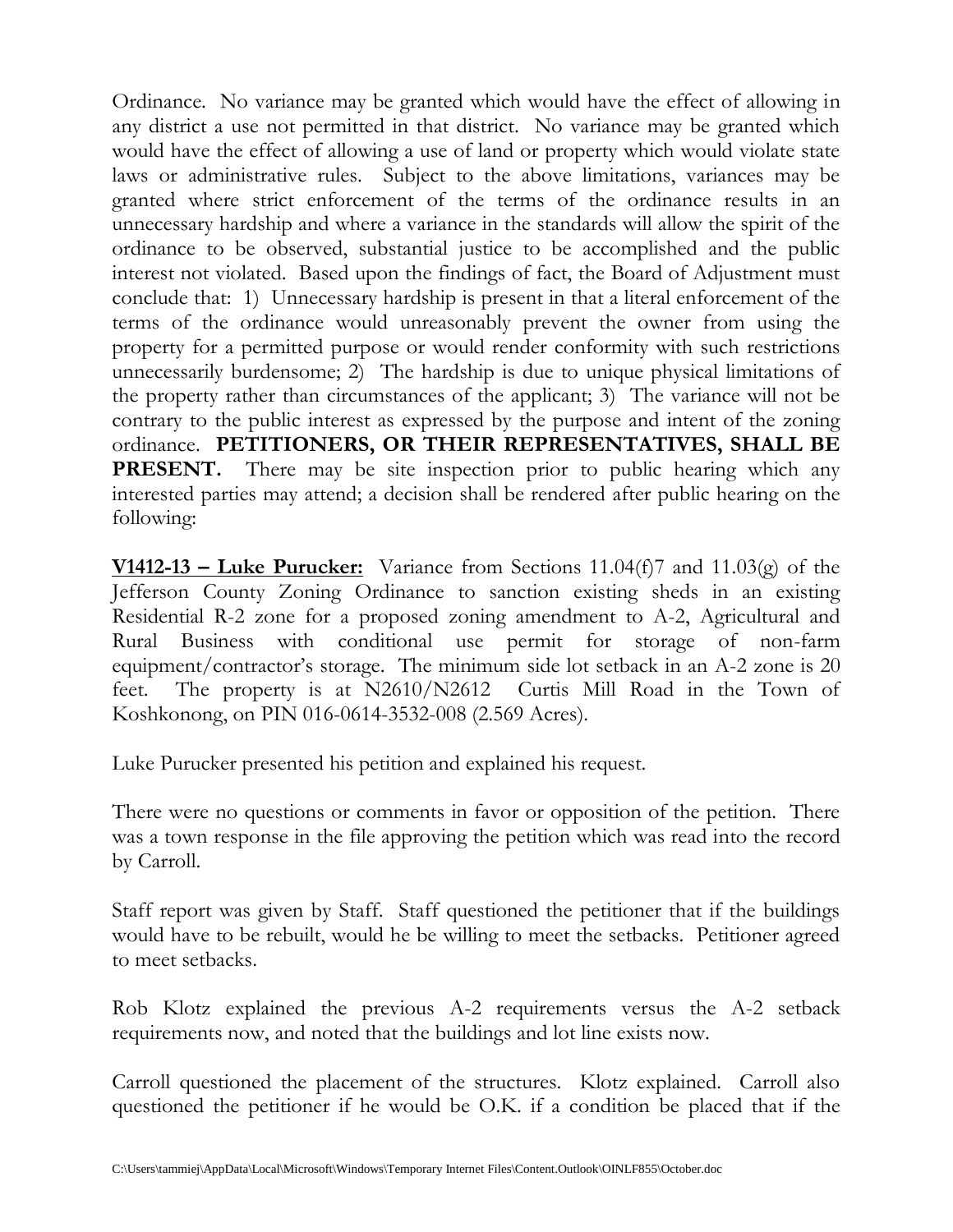Ordinance. No variance may be granted which would have the effect of allowing in any district a use not permitted in that district. No variance may be granted which would have the effect of allowing a use of land or property which would violate state laws or administrative rules. Subject to the above limitations, variances may be granted where strict enforcement of the terms of the ordinance results in an unnecessary hardship and where a variance in the standards will allow the spirit of the ordinance to be observed, substantial justice to be accomplished and the public interest not violated. Based upon the findings of fact, the Board of Adjustment must conclude that: 1) Unnecessary hardship is present in that a literal enforcement of the terms of the ordinance would unreasonably prevent the owner from using the property for a permitted purpose or would render conformity with such restrictions unnecessarily burdensome; 2) The hardship is due to unique physical limitations of the property rather than circumstances of the applicant; 3) The variance will not be contrary to the public interest as expressed by the purpose and intent of the zoning ordinance. **PETITIONERS, OR THEIR REPRESENTATIVES, SHALL BE PRESENT.** There may be site inspection prior to public hearing which any interested parties may attend; a decision shall be rendered after public hearing on the following:

**V1412-13 – Luke Purucker:** Variance from Sections 11.04(f)7 and 11.03(g) of the Jefferson County Zoning Ordinance to sanction existing sheds in an existing Residential R-2 zone for a proposed zoning amendment to A-2, Agricultural and Rural Business with conditional use permit for storage of non-farm equipment/contractor's storage. The minimum side lot setback in an A-2 zone is 20 feet. The property is at N2610/N2612 Curtis Mill Road in the Town of Koshkonong, on PIN 016-0614-3532-008 (2.569 Acres).

Luke Purucker presented his petition and explained his request.

There were no questions or comments in favor or opposition of the petition. There was a town response in the file approving the petition which was read into the record by Carroll.

Staff report was given by Staff. Staff questioned the petitioner that if the buildings would have to be rebuilt, would he be willing to meet the setbacks. Petitioner agreed to meet setbacks.

Rob Klotz explained the previous A-2 requirements versus the A-2 setback requirements now, and noted that the buildings and lot line exists now.

Carroll questioned the placement of the structures. Klotz explained. Carroll also questioned the petitioner if he would be O.K. if a condition be placed that if the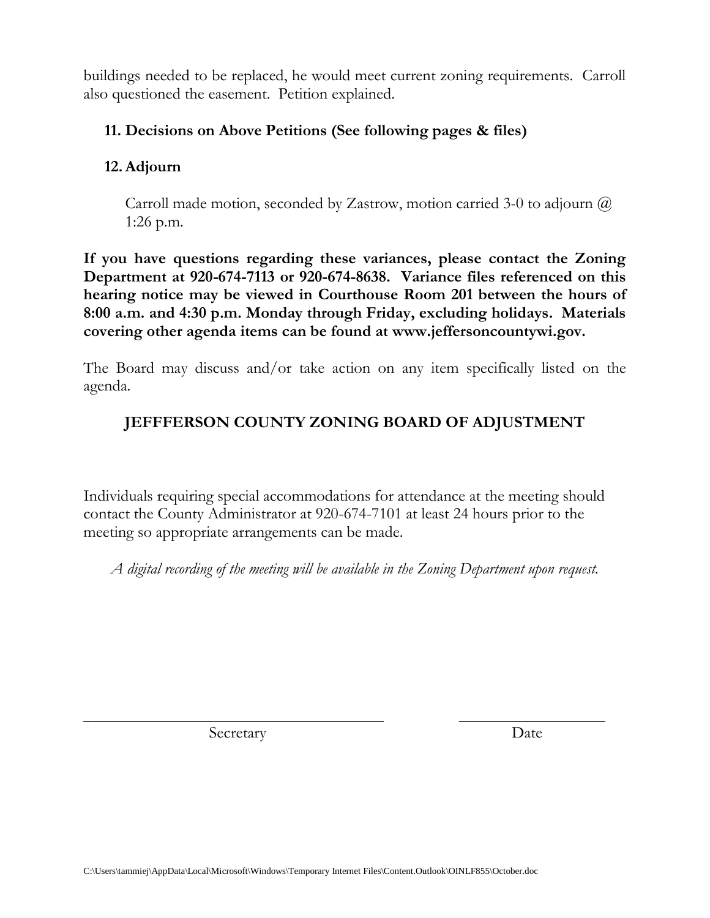buildings needed to be replaced, he would meet current zoning requirements. Carroll also questioned the easement. Petition explained.

**11. Decisions on Above Petitions (See following pages & files)**

**12. Adjourn**

Carroll made motion, seconded by Zastrow, motion carried 3-0 to adjourn @ 1:26 p.m.

**If you have questions regarding these variances, please contact the Zoning Department at 920-674-7113 or 920-674-8638. Variance files referenced on this hearing notice may be viewed in Courthouse Room 201 between the hours of 8:00 a.m. and 4:30 p.m. Monday through Friday, excluding holidays. Materials covering other agenda items can be found at www.jeffersoncountywi.gov.**

The Board may discuss and/or take action on any item specifically listed on the agenda.

**JEFFFERSON COUNTY ZONING BOARD OF ADJUSTMENT**

Individuals requiring special accommodations for attendance at the meeting should contact the County Administrator at 920-674-7101 at least 24 hours prior to the meeting so appropriate arrangements can be made.

*A digital recording of the meeting will be available in the Zoning Department upon request.*

\_\_\_\_\_\_\_\_\_\_\_\_\_\_\_\_\_\_\_\_\_\_\_\_\_\_\_\_\_\_\_\_\_\_ \_\_\_\_\_\_\_\_\_\_\_\_\_\_\_\_\_\_

Secretary Date

C:\Users\tammiej\AppData\Local\Microsoft\Windows\Temporary Internet Files\Content.Outlook\OINLF855\October.doc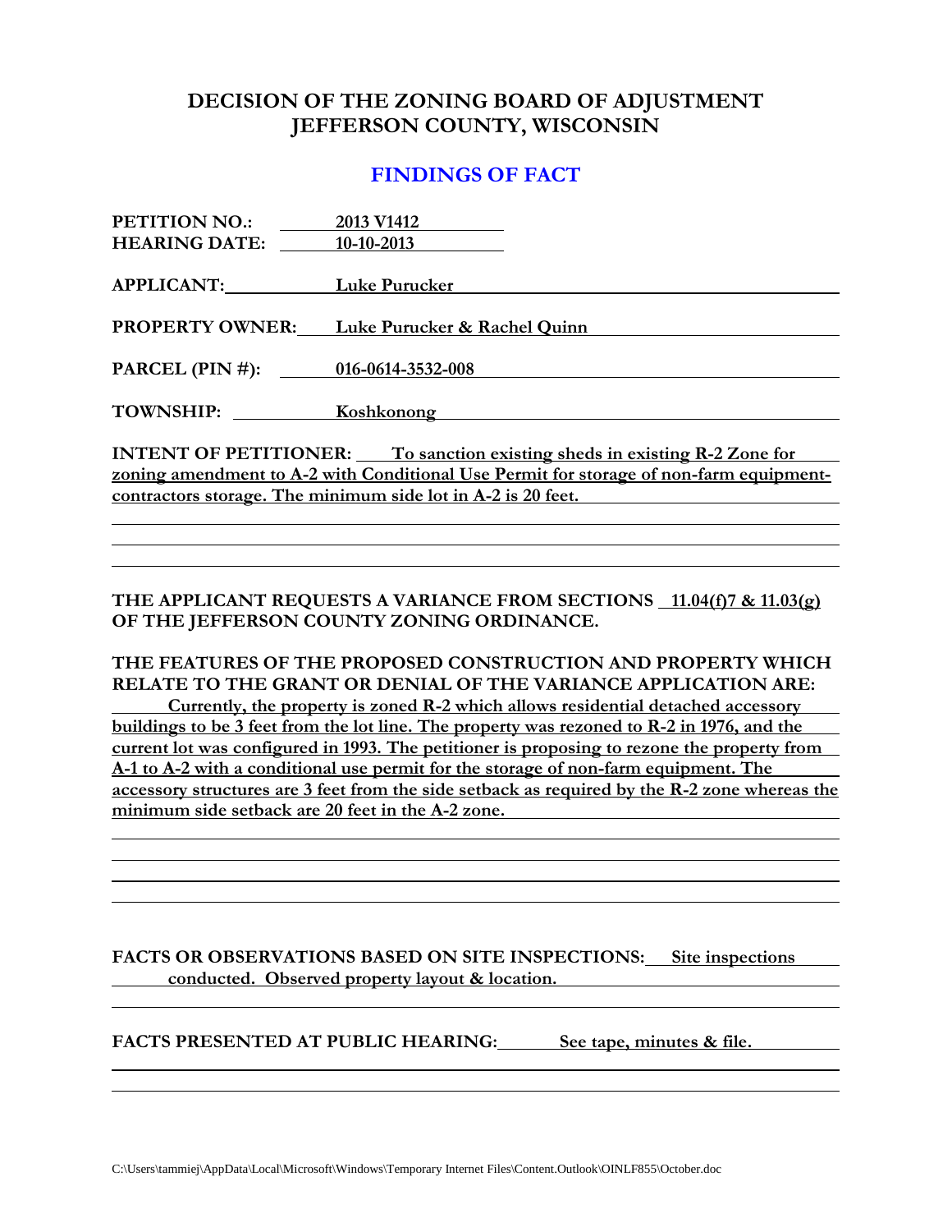# DECISION OF THE ZONING BOARD OF ADJUSTMENT
# JEFFERSON COUNTY, WISCONSIN

## FINDINGS OF FACT

**PETITION NO.:** 2013 V1412
**HEARING DATE:** 10-10-2013

**APPLICANT:** Luke Purucker

**PROPERTY OWNER:** Luke Purucker & Rachel Quinn

**PARCEL (PIN #):** 016-0614-3532-008

**TOWNSHIP:** Koshkonong

**INTENT OF PETITIONER:** To sanction existing sheds in existing R-2 Zone for zoning amendment to A-2 with Conditional Use Permit for storage of non-farm equipment-contractors storage. The minimum side lot in A-2 is 20 feet.

**THE APPLICANT REQUESTS A VARIANCE FROM SECTIONS 11.04(f)7 & 11.03(g) OF THE JEFFERSON COUNTY ZONING ORDINANCE.**

**THE FEATURES OF THE PROPOSED CONSTRUCTION AND PROPERTY WHICH RELATE TO THE GRANT OR DENIAL OF THE VARIANCE APPLICATION ARE:**
Currently, the property is zoned R-2 which allows residential detached accessory buildings to be 3 feet from the lot line. The property was rezoned to R-2 in 1976, and the current lot was configured in 1993. The petitioner is proposing to rezone the property from A-1 to A-2 with a conditional use permit for the storage of non-farm equipment. The accessory structures are 3 feet from the side setback as required by the R-2 zone whereas the minimum side setback are 20 feet in the A-2 zone.

**FACTS OR OBSERVATIONS BASED ON SITE INSPECTIONS:** Site inspections conducted. Observed property layout & location.

**FACTS PRESENTED AT PUBLIC HEARING:** See tape, minutes & file.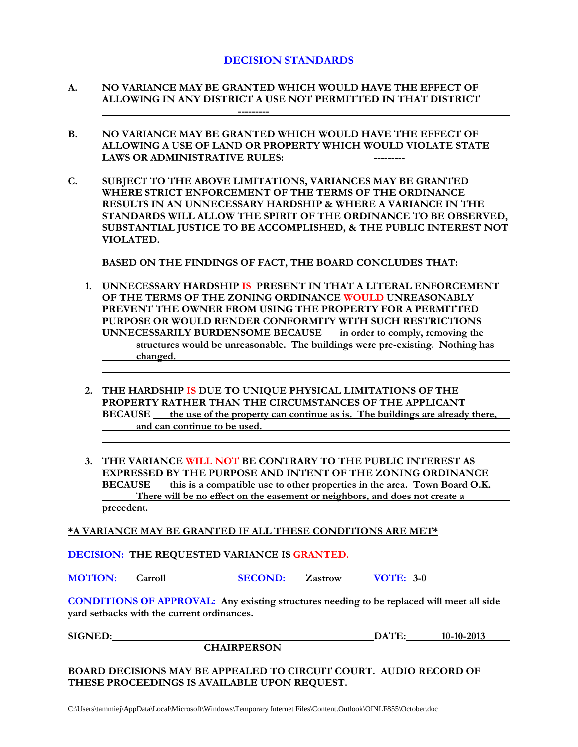## DECISION STANDARDS

**A.** **NO VARIANCE MAY BE GRANTED WHICH WOULD HAVE THE EFFECT OF ALLOWING IN ANY DISTRICT A USE NOT PERMITTED IN THAT DISTRICT** ---------

**B.** **NO VARIANCE MAY BE GRANTED WHICH WOULD HAVE THE EFFECT OF ALLOWING A USE OF LAND OR PROPERTY WHICH WOULD VIOLATE STATE LAWS OR ADMINISTRATIVE RULES:** ---------

**C.** **SUBJECT TO THE ABOVE LIMITATIONS, VARIANCES MAY BE GRANTED WHERE STRICT ENFORCEMENT OF THE TERMS OF THE ORDINANCE RESULTS IN AN UNNECESSARY HARDSHIP & WHERE A VARIANCE IN THE STANDARDS WILL ALLOW THE SPIRIT OF THE ORDINANCE TO BE OBSERVED, SUBSTANTIAL JUSTICE TO BE ACCOMPLISHED, & THE PUBLIC INTEREST NOT VIOLATED.**

**BASED ON THE FINDINGS OF FACT, THE BOARD CONCLUDES THAT:**

1. **UNNECESSARY HARDSHIP IS PRESENT IN THAT A LITERAL ENFORCEMENT OF THE TERMS OF THE ZONING ORDINANCE WOULD UNREASONABLY PREVENT THE OWNER FROM USING THE PROPERTY FOR A PERMITTED PURPOSE OR WOULD RENDER CONFORMITY WITH SUCH RESTRICTIONS UNNECESSARILY BURDENSOME BECAUSE** in order to comply, removing the structures would be unreasonable. The buildings were pre-existing. Nothing has changed.

2. **THE HARDSHIP IS DUE TO UNIQUE PHYSICAL LIMITATIONS OF THE PROPERTY RATHER THAN THE CIRCUMSTANCES OF THE APPLICANT BECAUSE** the use of the property can continue as is. The buildings are already there, and can continue to be used.

3. **THE VARIANCE WILL NOT BE CONTRARY TO THE PUBLIC INTEREST AS EXPRESSED BY THE PURPOSE AND INTENT OF THE ZONING ORDINANCE BECAUSE** this is a compatible use to other properties in the area. Town Board O.K. There will be no effect on the easement or neighbors, and does not create a precedent.

***A VARIANCE MAY BE GRANTED IF ALL THESE CONDITIONS ARE MET***

**DECISION: THE REQUESTED VARIANCE IS GRANTED.**

**MOTION:** Carroll **SECOND:** Zastrow **VOTE:** 3-0

**CONDITIONS OF APPROVAL:** **Any existing structures needing to be replaced will meet all side yard setbacks with the current ordinances.**

**SIGNED:** ______________________ **DATE:** 10-10-2013

**CHAIRPERSON**

**BOARD DECISIONS MAY BE APPEALED TO CIRCUIT COURT. AUDIO RECORD OF THESE PROCEEDINGS IS AVAILABLE UPON REQUEST.**

C:\Users\tammiej\AppData\Local\Microsoft\Windows\Temporary Internet Files\Content.Outlook\OINLF855\October.doc